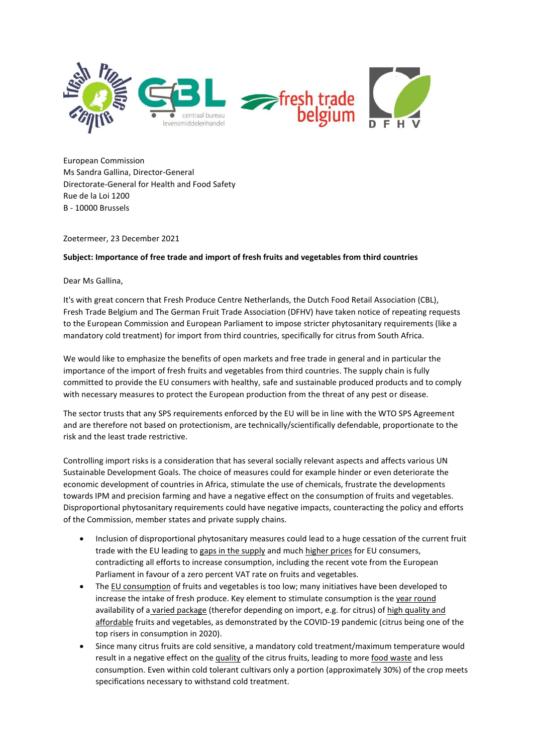European Commission
Ms Sandra Gallina, Director-General
Directorate-General for Health and Food Safety
Rue de la Loi 1200
B - 10000 Brussels

Zoetermeer, 23 December 2021

**Subject: Importance of free trade and import of fresh fruits and vegetables from third countries**

Dear Ms Gallina,

It's with great concern that Fresh Produce Centre Netherlands, the Dutch Food Retail Association (CBL), Fresh Trade Belgium and The German Fruit Trade Association (DFHV) have taken notice of repeating requests to the European Commission and European Parliament to impose stricter phytosanitary requirements (like a mandatory cold treatment) for import from third countries, specifically for citrus from South Africa.

We would like to emphasize the benefits of open markets and free trade in general and in particular the importance of the import of fresh fruits and vegetables from third countries. The supply chain is fully committed to provide the EU consumers with healthy, safe and sustainable produced products and to comply with necessary measures to protect the European production from the threat of any pest or disease.

The sector trusts that any SPS requirements enforced by the EU will be in line with the WTO SPS Agreement and are therefore not based on protectionism, are technically/scientifically defendable, proportionate to the risk and the least trade restrictive.

Controlling import risks is a consideration that has several socially relevant aspects and affects various UN Sustainable Development Goals. The choice of measures could for example hinder or even deteriorate the economic development of countries in Africa, stimulate the use of chemicals, frustrate the developments towards IPM and precision farming and have a negative effect on the consumption of fruits and vegetables. Disproportional phytosanitary requirements could have negative impacts, counteracting the policy and efforts of the Commission, member states and private supply chains.

- Inclusion of disproportional phytosanitary measures could lead to a huge cessation of the current fruit trade with the EU leading to <u>gaps in the supply</u> and much <u>higher prices</u> for EU consumers, contradicting all efforts to increase consumption, including the recent vote from the European Parliament in favour of a zero percent VAT rate on fruits and vegetables.
- The <u>EU consumption</u> of fruits and vegetables is too low; many initiatives have been developed to increase the intake of fresh produce. Key element to stimulate consumption is the <u>year round</u> availability of a <u>varied package</u> (therefor depending on import, e.g. for citrus) of <u>high quality and affordable</u> fruits and vegetables, as demonstrated by the COVID-19 pandemic (citrus being one of the top risers in consumption in 2020).
- Since many citrus fruits are cold sensitive, a mandatory cold treatment/maximum temperature would result in a negative effect on the <u>quality</u> of the citrus fruits, leading to more <u>food waste</u> and less consumption. Even within cold tolerant cultivars only a portion (approximately 30%) of the crop meets specifications necessary to withstand cold treatment.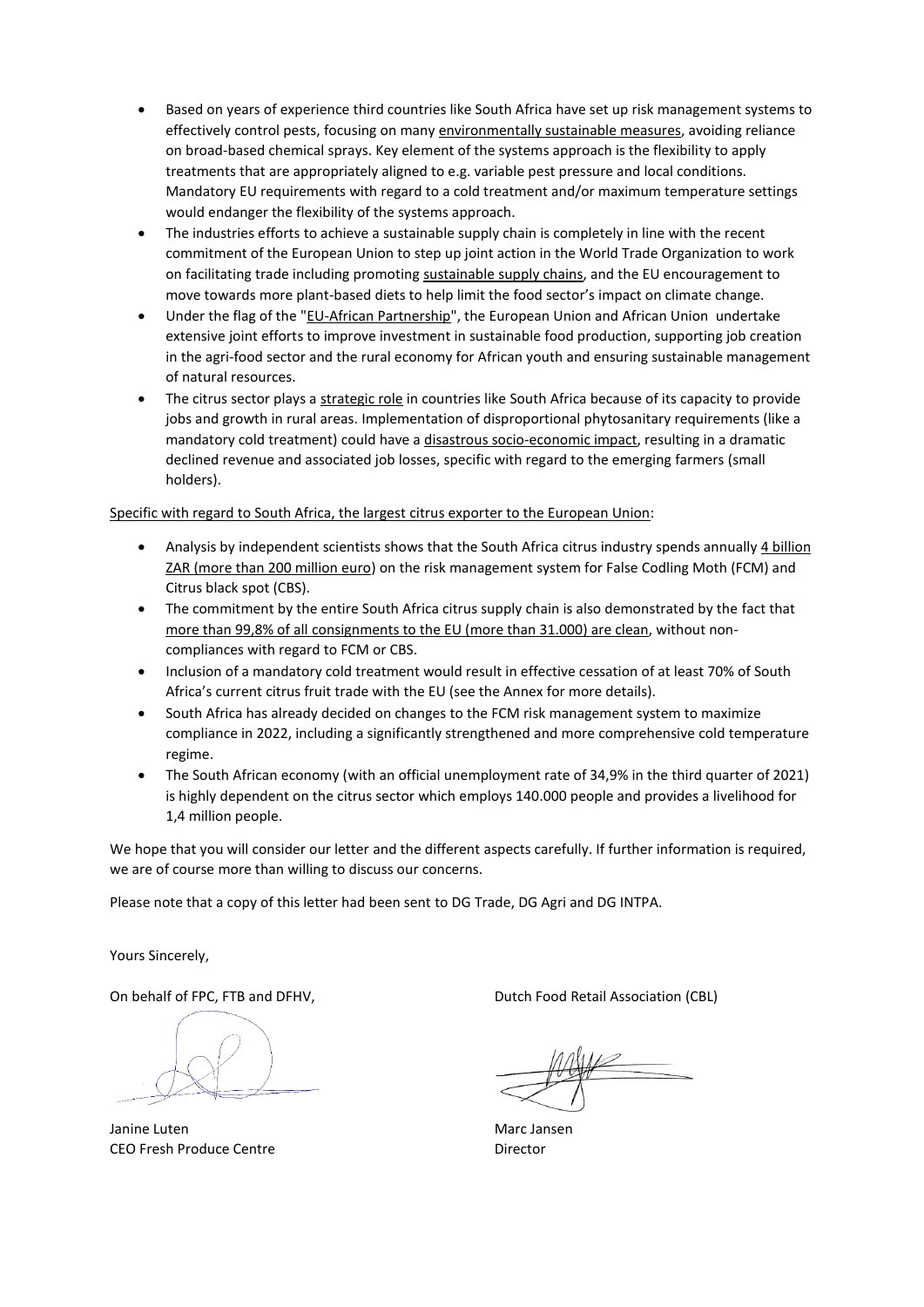- Based on years of experience third countries like South Africa have set up risk management systems to effectively control pests, focusing on many environmentally sustainable measures, avoiding reliance on broad-based chemical sprays. Key element of the systems approach is the flexibility to apply treatments that are appropriately aligned to e.g. variable pest pressure and local conditions. Mandatory EU requirements with regard to a cold treatment and/or maximum temperature settings would endanger the flexibility of the systems approach.
- The industries efforts to achieve a sustainable supply chain is completely in line with the recent commitment of the European Union to step up joint action in the World Trade Organization to work on facilitating trade including promoting sustainable supply chains, and the EU encouragement to move towards more plant-based diets to help limit the food sector's impact on climate change.
- Under the flag of the "EU-African Partnership", the European Union and African Union undertake extensive joint efforts to improve investment in sustainable food production, supporting job creation in the agri-food sector and the rural economy for African youth and ensuring sustainable management of natural resources.
- The citrus sector plays a strategic role in countries like South Africa because of its capacity to provide jobs and growth in rural areas. Implementation of disproportional phytosanitary requirements (like a mandatory cold treatment) could have a disastrous socio-economic impact, resulting in a dramatic declined revenue and associated job losses, specific with regard to the emerging farmers (small holders).

Specific with regard to South Africa, the largest citrus exporter to the European Union:

- Analysis by independent scientists shows that the South Africa citrus industry spends annually 4 billion ZAR (more than 200 million euro) on the risk management system for False Codling Moth (FCM) and Citrus black spot (CBS).
- The commitment by the entire South Africa citrus supply chain is also demonstrated by the fact that more than 99,8% of all consignments to the EU (more than 31.000) are clean, without non-compliances with regard to FCM or CBS.
- Inclusion of a mandatory cold treatment would result in effective cessation of at least 70% of South Africa's current citrus fruit trade with the EU (see the Annex for more details).
- South Africa has already decided on changes to the FCM risk management system to maximize compliance in 2022, including a significantly strengthened and more comprehensive cold temperature regime.
- The South African economy (with an official unemployment rate of 34,9% in the third quarter of 2021) is highly dependent on the citrus sector which employs 140.000 people and provides a livelihood for 1,4 million people.

We hope that you will consider our letter and the different aspects carefully. If further information is required, we are of course more than willing to discuss our concerns.

Please note that a copy of this letter had been sent to DG Trade, DG Agri and DG INTPA.

Yours Sincerely,

On behalf of FPC, FTB and DFHV,

Janine Luten
CEO Fresh Produce Centre

Dutch Food Retail Association (CBL)

Marc Jansen
Director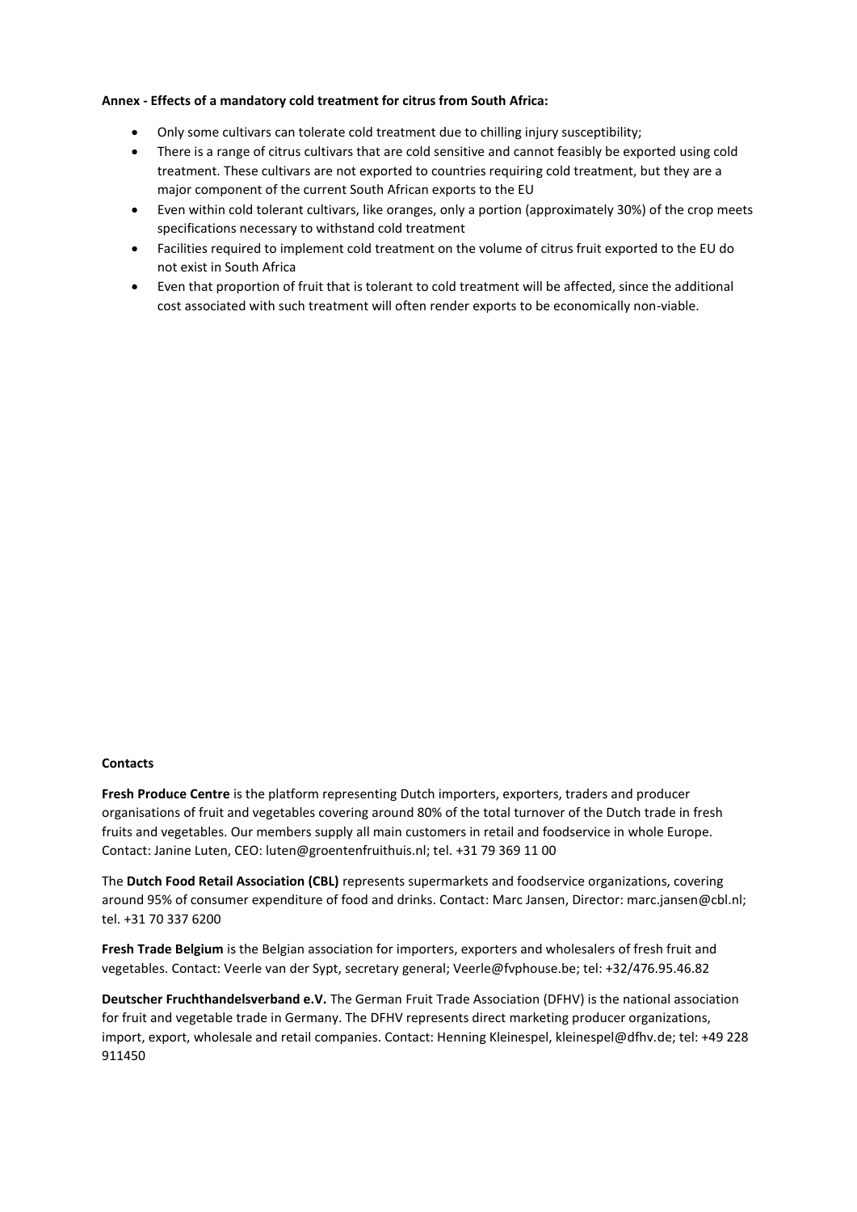**Annex - Effects of a mandatory cold treatment for citrus from South Africa:**

- Only some cultivars can tolerate cold treatment due to chilling injury susceptibility;
- There is a range of citrus cultivars that are cold sensitive and cannot feasibly be exported using cold treatment. These cultivars are not exported to countries requiring cold treatment, but they are a major component of the current South African exports to the EU
- Even within cold tolerant cultivars, like oranges, only a portion (approximately 30%) of the crop meets specifications necessary to withstand cold treatment
- Facilities required to implement cold treatment on the volume of citrus fruit exported to the EU do not exist in South Africa
- Even that proportion of fruit that is tolerant to cold treatment will be affected, since the additional cost associated with such treatment will often render exports to be economically non-viable.

**Contacts**

**Fresh Produce Centre** is the platform representing Dutch importers, exporters, traders and producer organisations of fruit and vegetables covering around 80% of the total turnover of the Dutch trade in fresh fruits and vegetables. Our members supply all main customers in retail and foodservice in whole Europe. Contact: Janine Luten, CEO: luten@groentenfruithuis.nl; tel. +31 79 369 11 00

The **Dutch Food Retail Association (CBL)** represents supermarkets and foodservice organizations, covering around 95% of consumer expenditure of food and drinks. Contact: Marc Jansen, Director: marc.jansen@cbl.nl; tel. +31 70 337 6200

**Fresh Trade Belgium** is the Belgian association for importers, exporters and wholesalers of fresh fruit and vegetables. Contact: Veerle van der Sypt, secretary general; Veerle@fvphouse.be; tel: +32/476.95.46.82

**Deutscher Fruchthandelsverband e.V.** The German Fruit Trade Association (DFHV) is the national association for fruit and vegetable trade in Germany. The DFHV represents direct marketing producer organizations, import, export, wholesale and retail companies. Contact: Henning Kleinespel, kleinespel@dfhv.de; tel: +49 228 911450